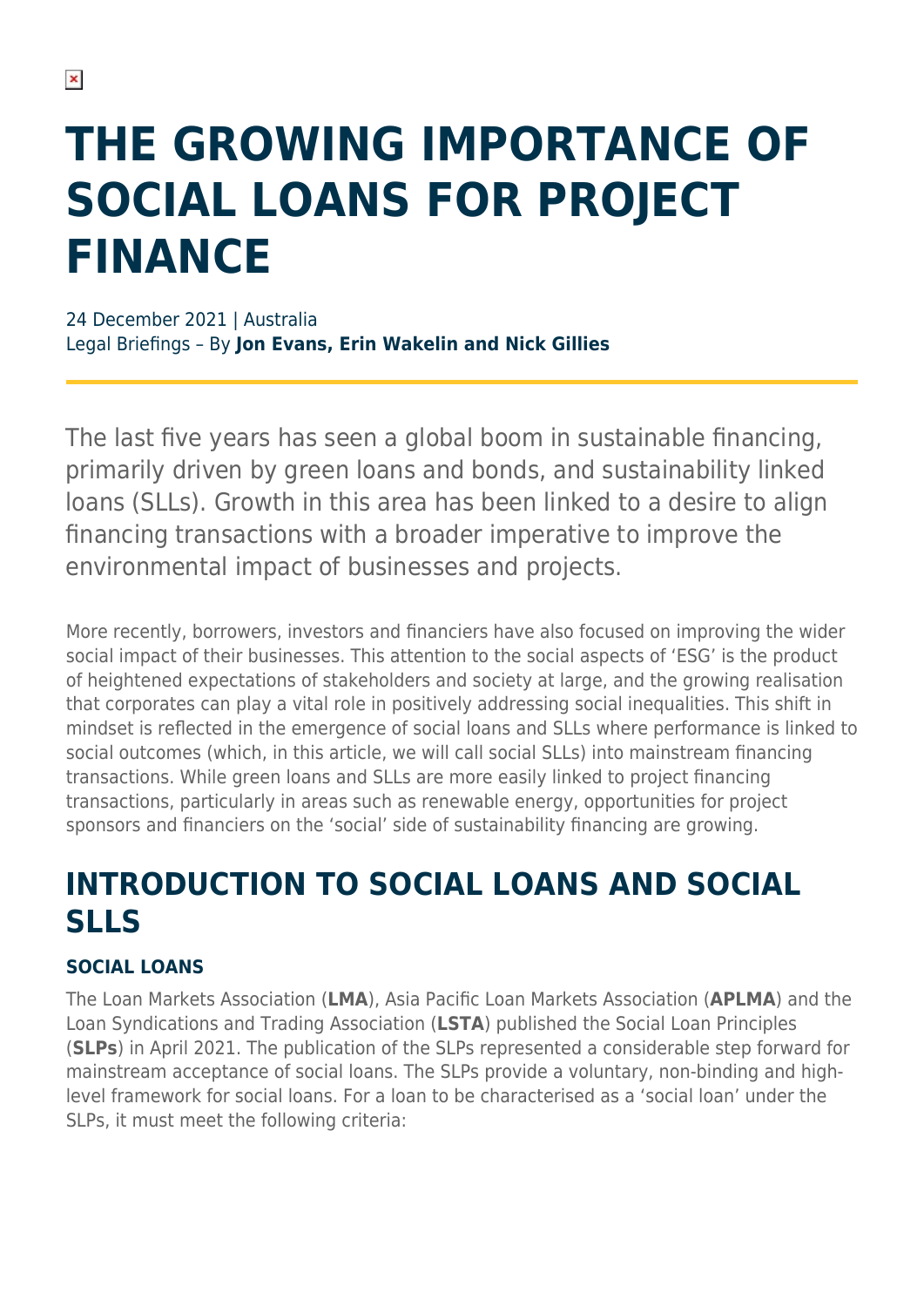# THE GROWING IMPORTANCE OF SOCIAL LOANS FOR PROJECT FINANCE

24 December 2021 | Australia
Legal Briefings – By **Jon Evans, Erin Wakelin and Nick Gillies**

The last five years has seen a global boom in sustainable financing, primarily driven by green loans and bonds, and sustainability linked loans (SLLs). Growth in this area has been linked to a desire to align financing transactions with a broader imperative to improve the environmental impact of businesses and projects.

More recently, borrowers, investors and financiers have also focused on improving the wider social impact of their businesses. This attention to the social aspects of 'ESG' is the product of heightened expectations of stakeholders and society at large, and the growing realisation that corporates can play a vital role in positively addressing social inequalities. This shift in mindset is reflected in the emergence of social loans and SLLs where performance is linked to social outcomes (which, in this article, we will call social SLLs) into mainstream financing transactions. While green loans and SLLs are more easily linked to project financing transactions, particularly in areas such as renewable energy, opportunities for project sponsors and financiers on the 'social' side of sustainability financing are growing.

## INTRODUCTION TO SOCIAL LOANS AND SOCIAL SLLS

### SOCIAL LOANS

The Loan Markets Association (**LMA**), Asia Pacific Loan Markets Association (**APLMA**) and the Loan Syndications and Trading Association (**LSTA**) published the Social Loan Principles (**SLPs**) in April 2021. The publication of the SLPs represented a considerable step forward for mainstream acceptance of social loans. The SLPs provide a voluntary, non-binding and high-level framework for social loans. For a loan to be characterised as a 'social loan' under the SLPs, it must meet the following criteria: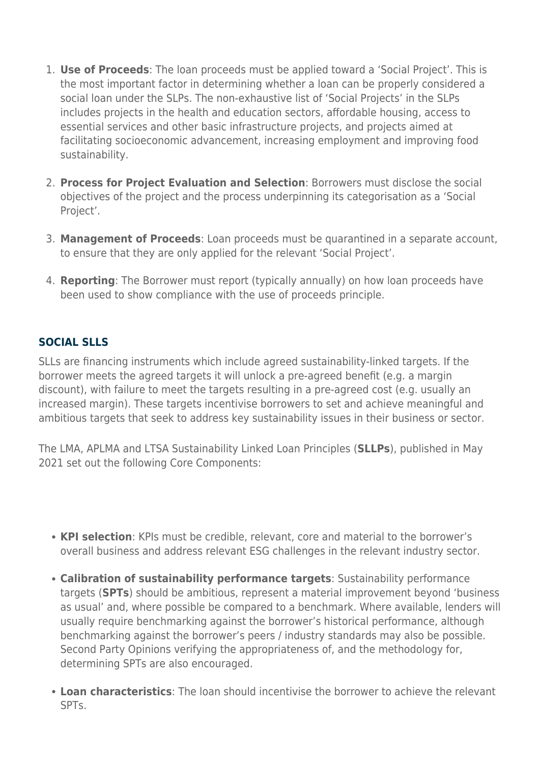1. **Use of Proceeds**: The loan proceeds must be applied toward a 'Social Project'. This is the most important factor in determining whether a loan can be properly considered a social loan under the SLPs. The non-exhaustive list of 'Social Projects' in the SLPs includes projects in the health and education sectors, affordable housing, access to essential services and other basic infrastructure projects, and projects aimed at facilitating socioeconomic advancement, increasing employment and improving food sustainability.

2. **Process for Project Evaluation and Selection**: Borrowers must disclose the social objectives of the project and the process underpinning its categorisation as a 'Social Project'.

3. **Management of Proceeds**: Loan proceeds must be quarantined in a separate account, to ensure that they are only applied for the relevant 'Social Project'.

4. **Reporting**: The Borrower must report (typically annually) on how loan proceeds have been used to show compliance with the use of proceeds principle.

## SOCIAL SLLS

SLLs are financing instruments which include agreed sustainability-linked targets. If the borrower meets the agreed targets it will unlock a pre-agreed benefit (e.g. a margin discount), with failure to meet the targets resulting in a pre-agreed cost (e.g. usually an increased margin). These targets incentivise borrowers to set and achieve meaningful and ambitious targets that seek to address key sustainability issues in their business or sector.

The LMA, APLMA and LTSA Sustainability Linked Loan Principles (**SLLPs**), published in May 2021 set out the following Core Components:

- **KPI selection**: KPIs must be credible, relevant, core and material to the borrower's overall business and address relevant ESG challenges in the relevant industry sector.
- **Calibration of sustainability performance targets**: Sustainability performance targets (**SPTs**) should be ambitious, represent a material improvement beyond 'business as usual' and, where possible be compared to a benchmark. Where available, lenders will usually require benchmarking against the borrower's historical performance, although benchmarking against the borrower's peers / industry standards may also be possible. Second Party Opinions verifying the appropriateness of, and the methodology for, determining SPTs are also encouraged.
- **Loan characteristics**: The loan should incentivise the borrower to achieve the relevant SPTs.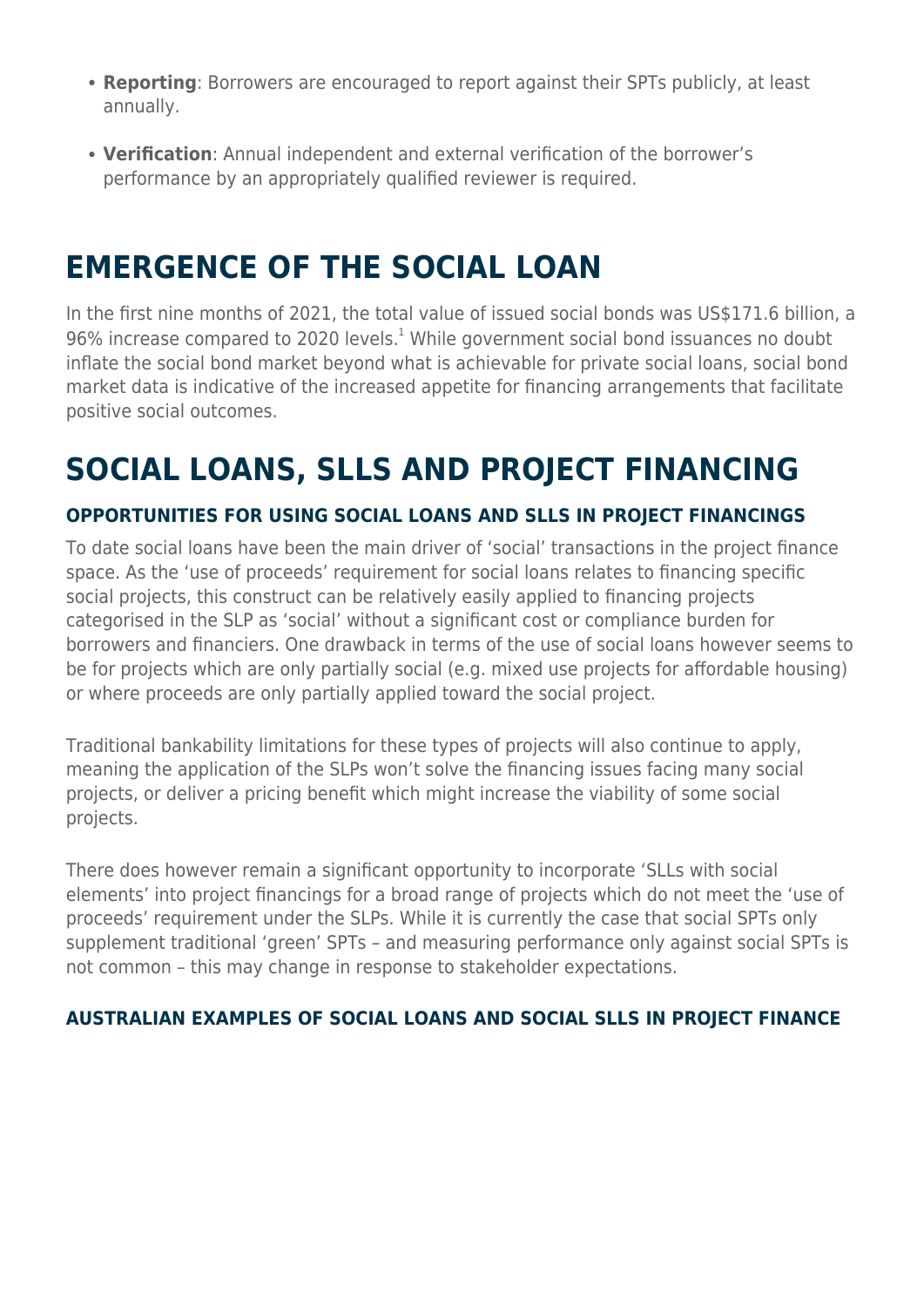- **Reporting**: Borrowers are encouraged to report against their SPTs publicly, at least annually.
- **Verification**: Annual independent and external verification of the borrower's performance by an appropriately qualified reviewer is required.

# EMERGENCE OF THE SOCIAL LOAN

In the first nine months of 2021, the total value of issued social bonds was US$171.6 billion, a 96% increase compared to 2020 levels.[1] While government social bond issuances no doubt inflate the social bond market beyond what is achievable for private social loans, social bond market data is indicative of the increased appetite for financing arrangements that facilitate positive social outcomes.

# SOCIAL LOANS, SLLS AND PROJECT FINANCING

### OPPORTUNITIES FOR USING SOCIAL LOANS AND SLLS IN PROJECT FINANCINGS

To date social loans have been the main driver of 'social' transactions in the project finance space. As the 'use of proceeds' requirement for social loans relates to financing specific social projects, this construct can be relatively easily applied to financing projects categorised in the SLP as 'social' without a significant cost or compliance burden for borrowers and financiers. One drawback in terms of the use of social loans however seems to be for projects which are only partially social (e.g. mixed use projects for affordable housing) or where proceeds are only partially applied toward the social project.

Traditional bankability limitations for these types of projects will also continue to apply, meaning the application of the SLPs won't solve the financing issues facing many social projects, or deliver a pricing benefit which might increase the viability of some social projects.

There does however remain a significant opportunity to incorporate 'SLLs with social elements' into project financings for a broad range of projects which do not meet the 'use of proceeds' requirement under the SLPs. While it is currently the case that social SPTs only supplement traditional 'green' SPTs – and measuring performance only against social SPTs is not common – this may change in response to stakeholder expectations.

### AUSTRALIAN EXAMPLES OF SOCIAL LOANS AND SOCIAL SLLS IN PROJECT FINANCE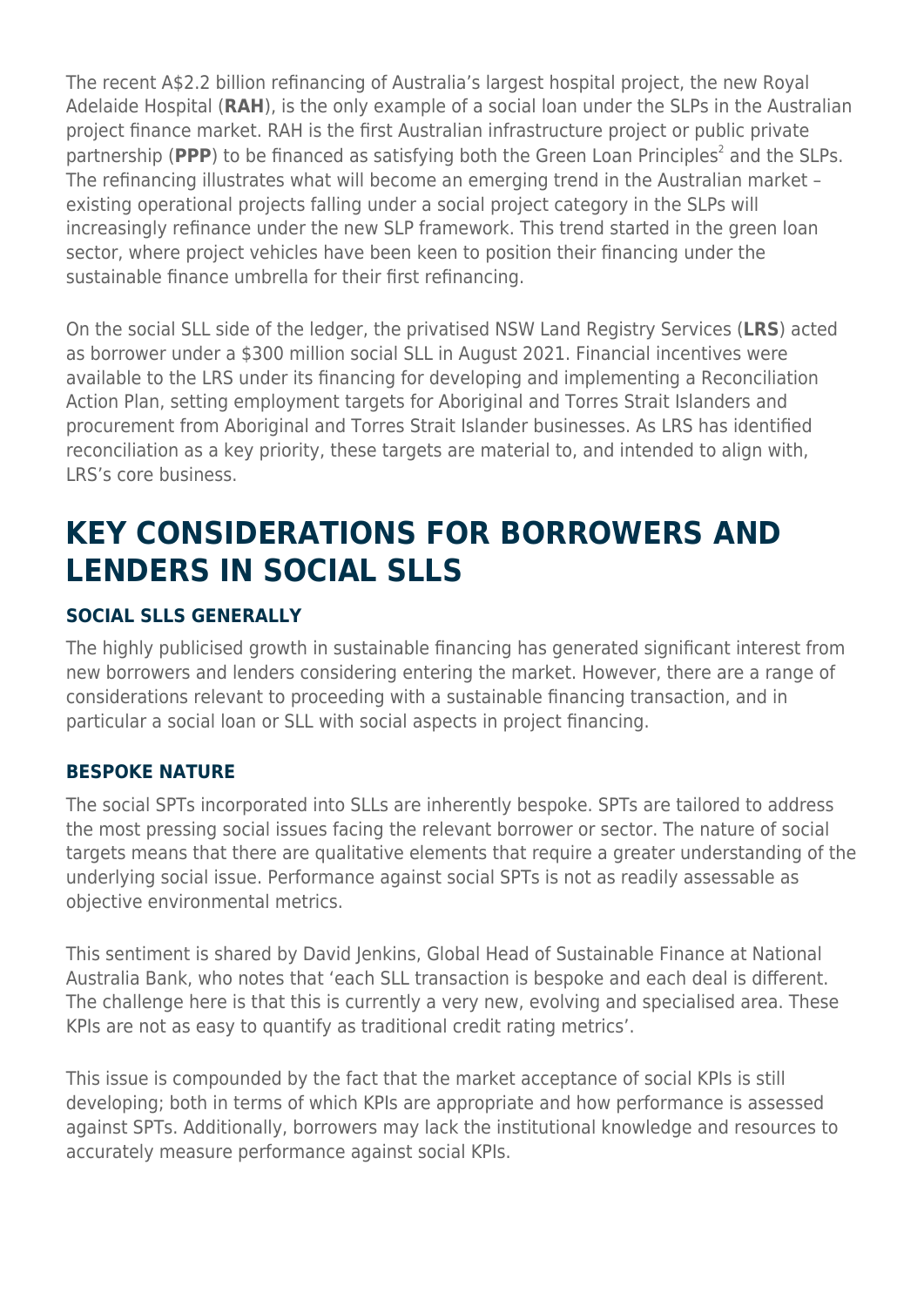The recent A$2.2 billion refinancing of Australia's largest hospital project, the new Royal Adelaide Hospital (**RAH**), is the only example of a social loan under the SLPs in the Australian project finance market. RAH is the first Australian infrastructure project or public private partnership (**PPP**) to be financed as satisfying both the Green Loan Principles[2] and the SLPs. The refinancing illustrates what will become an emerging trend in the Australian market – existing operational projects falling under a social project category in the SLPs will increasingly refinance under the new SLP framework. This trend started in the green loan sector, where project vehicles have been keen to position their financing under the sustainable finance umbrella for their first refinancing.

On the social SLL side of the ledger, the privatised NSW Land Registry Services (**LRS**) acted as borrower under a $300 million social SLL in August 2021. Financial incentives were available to the LRS under its financing for developing and implementing a Reconciliation Action Plan, setting employment targets for Aboriginal and Torres Strait Islanders and procurement from Aboriginal and Torres Strait Islander businesses. As LRS has identified reconciliation as a key priority, these targets are material to, and intended to align with, LRS's core business.

## KEY CONSIDERATIONS FOR BORROWERS AND LENDERS IN SOCIAL SLLS

### SOCIAL SLLS GENERALLY

The highly publicised growth in sustainable financing has generated significant interest from new borrowers and lenders considering entering the market. However, there are a range of considerations relevant to proceeding with a sustainable financing transaction, and in particular a social loan or SLL with social aspects in project financing.

### BESPOKE NATURE

The social SPTs incorporated into SLLs are inherently bespoke. SPTs are tailored to address the most pressing social issues facing the relevant borrower or sector. The nature of social targets means that there are qualitative elements that require a greater understanding of the underlying social issue. Performance against social SPTs is not as readily assessable as objective environmental metrics.

This sentiment is shared by David Jenkins, Global Head of Sustainable Finance at National Australia Bank, who notes that 'each SLL transaction is bespoke and each deal is different. The challenge here is that this is currently a very new, evolving and specialised area. These KPIs are not as easy to quantify as traditional credit rating metrics'.

This issue is compounded by the fact that the market acceptance of social KPIs is still developing; both in terms of which KPIs are appropriate and how performance is assessed against SPTs. Additionally, borrowers may lack the institutional knowledge and resources to accurately measure performance against social KPIs.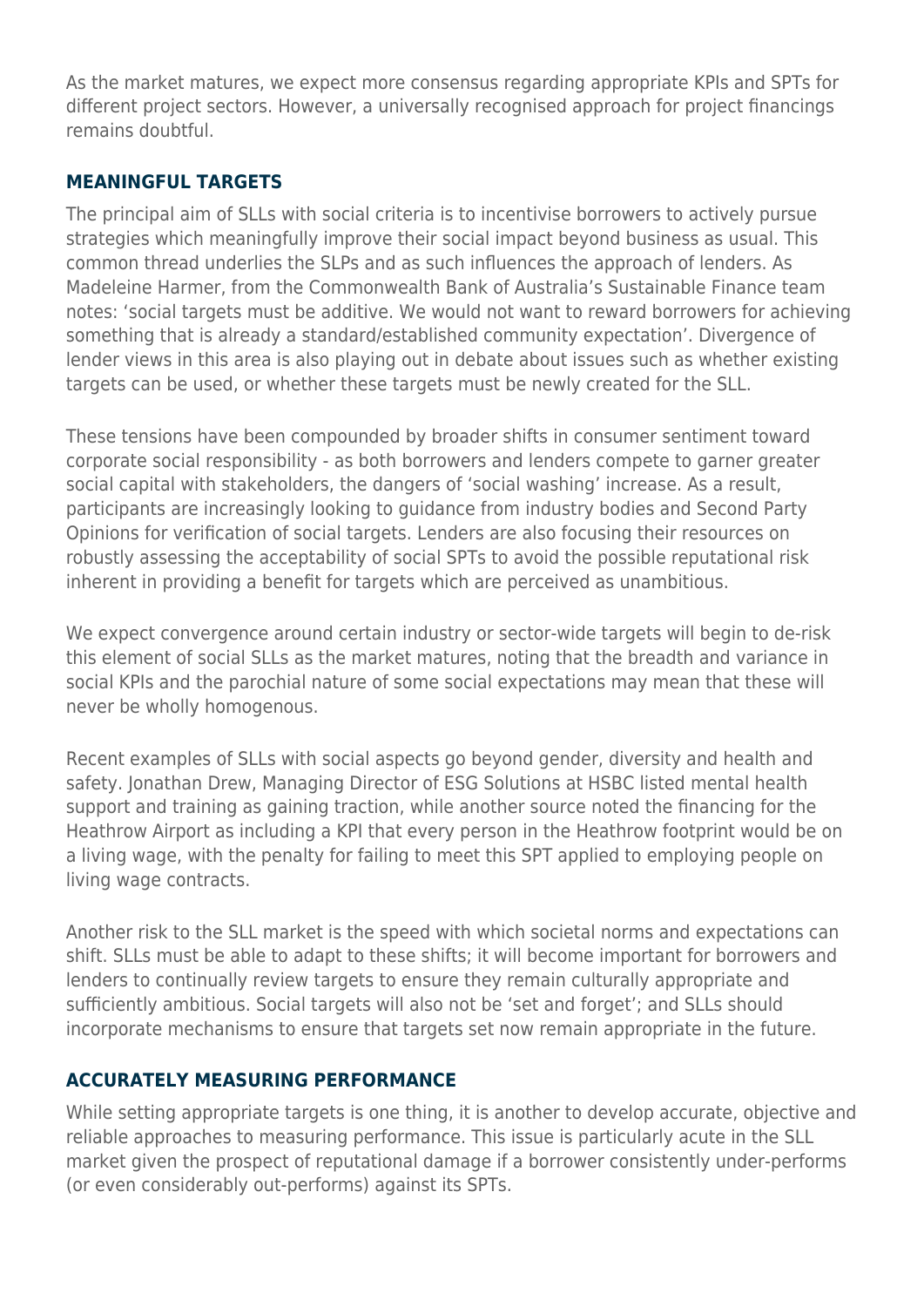As the market matures, we expect more consensus regarding appropriate KPIs and SPTs for different project sectors. However, a universally recognised approach for project financings remains doubtful.

## MEANINGFUL TARGETS

The principal aim of SLLs with social criteria is to incentivise borrowers to actively pursue strategies which meaningfully improve their social impact beyond business as usual. This common thread underlies the SLPs and as such influences the approach of lenders. As Madeleine Harmer, from the Commonwealth Bank of Australia's Sustainable Finance team notes: 'social targets must be additive. We would not want to reward borrowers for achieving something that is already a standard/established community expectation'. Divergence of lender views in this area is also playing out in debate about issues such as whether existing targets can be used, or whether these targets must be newly created for the SLL.

These tensions have been compounded by broader shifts in consumer sentiment toward corporate social responsibility - as both borrowers and lenders compete to garner greater social capital with stakeholders, the dangers of 'social washing' increase. As a result, participants are increasingly looking to guidance from industry bodies and Second Party Opinions for verification of social targets. Lenders are also focusing their resources on robustly assessing the acceptability of social SPTs to avoid the possible reputational risk inherent in providing a benefit for targets which are perceived as unambitious.

We expect convergence around certain industry or sector-wide targets will begin to de-risk this element of social SLLs as the market matures, noting that the breadth and variance in social KPIs and the parochial nature of some social expectations may mean that these will never be wholly homogenous.

Recent examples of SLLs with social aspects go beyond gender, diversity and health and safety. Jonathan Drew, Managing Director of ESG Solutions at HSBC listed mental health support and training as gaining traction, while another source noted the financing for the Heathrow Airport as including a KPI that every person in the Heathrow footprint would be on a living wage, with the penalty for failing to meet this SPT applied to employing people on living wage contracts.

Another risk to the SLL market is the speed with which societal norms and expectations can shift. SLLs must be able to adapt to these shifts; it will become important for borrowers and lenders to continually review targets to ensure they remain culturally appropriate and sufficiently ambitious. Social targets will also not be 'set and forget'; and SLLs should incorporate mechanisms to ensure that targets set now remain appropriate in the future.

## ACCURATELY MEASURING PERFORMANCE

While setting appropriate targets is one thing, it is another to develop accurate, objective and reliable approaches to measuring performance. This issue is particularly acute in the SLL market given the prospect of reputational damage if a borrower consistently under-performs (or even considerably out-performs) against its SPTs.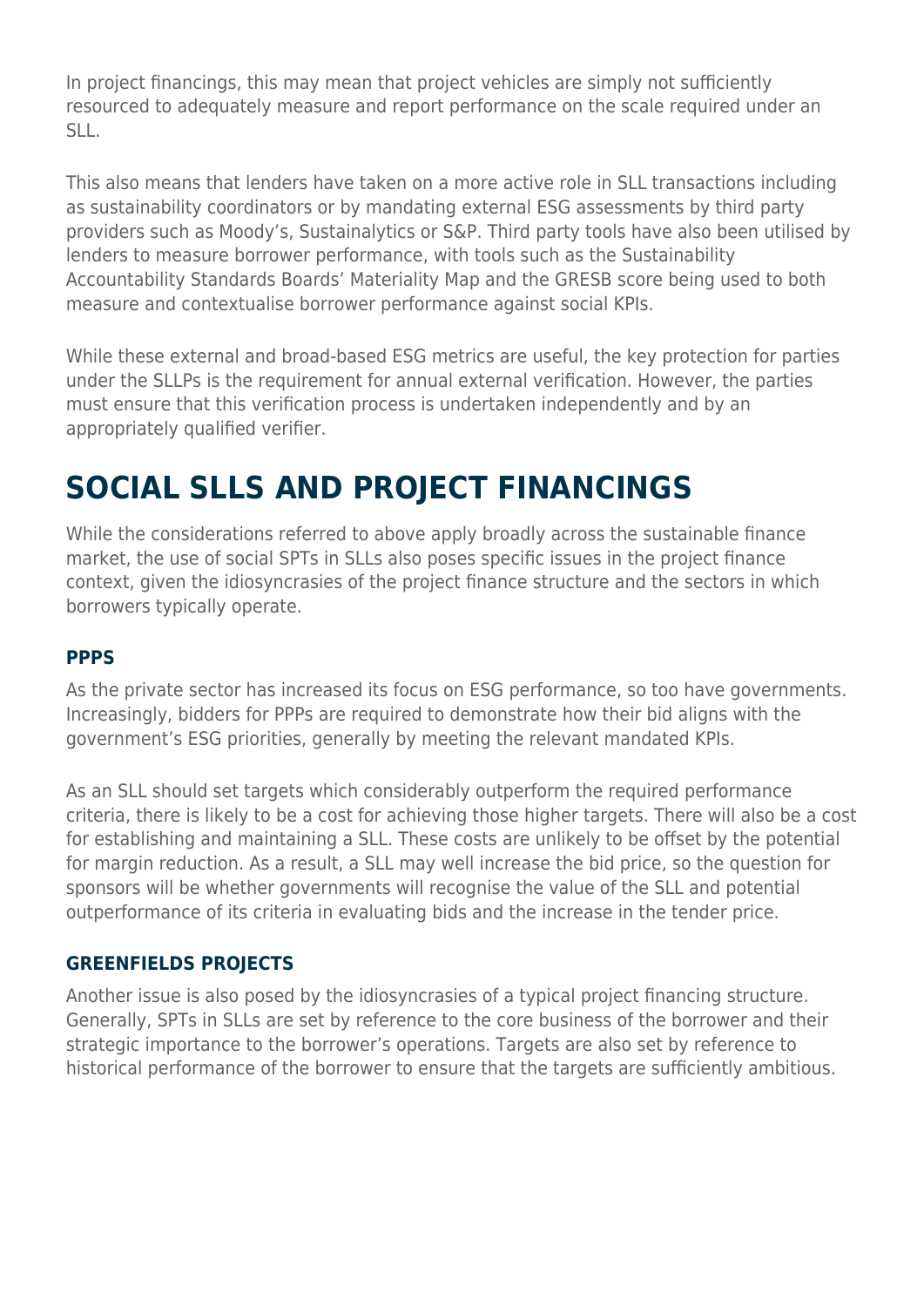In project financings, this may mean that project vehicles are simply not sufficiently resourced to adequately measure and report performance on the scale required under an SLL.

This also means that lenders have taken on a more active role in SLL transactions including as sustainability coordinators or by mandating external ESG assessments by third party providers such as Moody's, Sustainalytics or S&P. Third party tools have also been utilised by lenders to measure borrower performance, with tools such as the Sustainability Accountability Standards Boards' Materiality Map and the GRESB score being used to both measure and contextualise borrower performance against social KPIs.

While these external and broad-based ESG metrics are useful, the key protection for parties under the SLLPs is the requirement for annual external verification. However, the parties must ensure that this verification process is undertaken independently and by an appropriately qualified verifier.

## SOCIAL SLLS AND PROJECT FINANCINGS

While the considerations referred to above apply broadly across the sustainable finance market, the use of social SPTs in SLLs also poses specific issues in the project finance context, given the idiosyncrasies of the project finance structure and the sectors in which borrowers typically operate.

### PPPS

As the private sector has increased its focus on ESG performance, so too have governments. Increasingly, bidders for PPPs are required to demonstrate how their bid aligns with the government's ESG priorities, generally by meeting the relevant mandated KPIs.

As an SLL should set targets which considerably outperform the required performance criteria, there is likely to be a cost for achieving those higher targets. There will also be a cost for establishing and maintaining a SLL. These costs are unlikely to be offset by the potential for margin reduction. As a result, a SLL may well increase the bid price, so the question for sponsors will be whether governments will recognise the value of the SLL and potential outperformance of its criteria in evaluating bids and the increase in the tender price.

### GREENFIELDS PROJECTS

Another issue is also posed by the idiosyncrasies of a typical project financing structure. Generally, SPTs in SLLs are set by reference to the core business of the borrower and their strategic importance to the borrower's operations. Targets are also set by reference to historical performance of the borrower to ensure that the targets are sufficiently ambitious.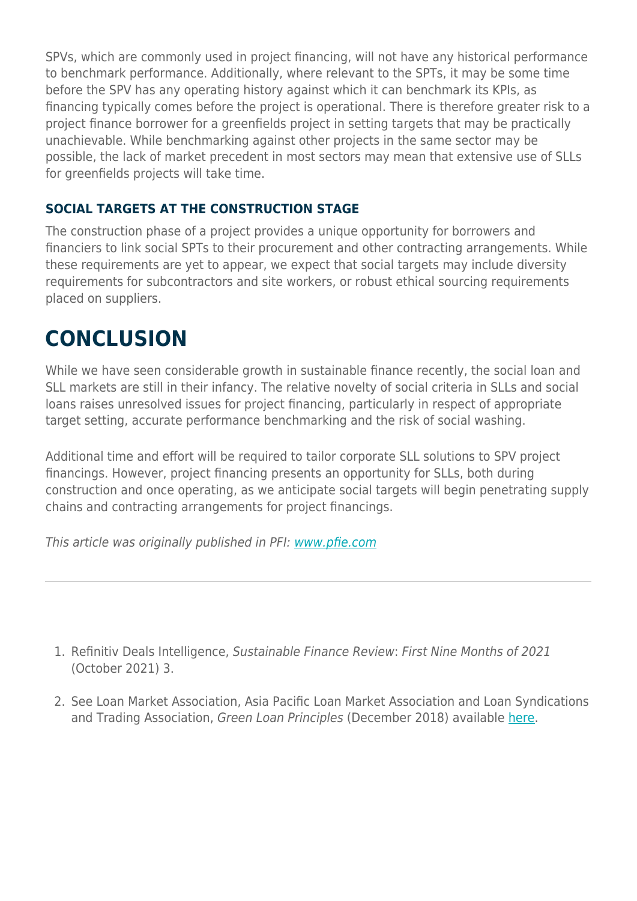SPVs, which are commonly used in project financing, will not have any historical performance to benchmark performance. Additionally, where relevant to the SPTs, it may be some time before the SPV has any operating history against which it can benchmark its KPIs, as financing typically comes before the project is operational. There is therefore greater risk to a project finance borrower for a greenfields project in setting targets that may be practically unachievable. While benchmarking against other projects in the same sector may be possible, the lack of market precedent in most sectors may mean that extensive use of SLLs for greenfields projects will take time.

### SOCIAL TARGETS AT THE CONSTRUCTION STAGE

The construction phase of a project provides a unique opportunity for borrowers and financiers to link social SPTs to their procurement and other contracting arrangements. While these requirements are yet to appear, we expect that social targets may include diversity requirements for subcontractors and site workers, or robust ethical sourcing requirements placed on suppliers.

## CONCLUSION

While we have seen considerable growth in sustainable finance recently, the social loan and SLL markets are still in their infancy. The relative novelty of social criteria in SLLs and social loans raises unresolved issues for project financing, particularly in respect of appropriate target setting, accurate performance benchmarking and the risk of social washing.

Additional time and effort will be required to tailor corporate SLL solutions to SPV project financings. However, project financing presents an opportunity for SLLs, both during construction and once operating, as we anticipate social targets will begin penetrating supply chains and contracting arrangements for project financings.

*This article was originally published in PFI: [www.pfie.com](www.pfie.com)*

---

1. Refinitiv Deals Intelligence, *Sustainable Finance Review*: *First Nine Months of 2021* (October 2021) 3.
2. See Loan Market Association, Asia Pacific Loan Market Association and Loan Syndications and Trading Association, *Green Loan Principles* (December 2018) available here.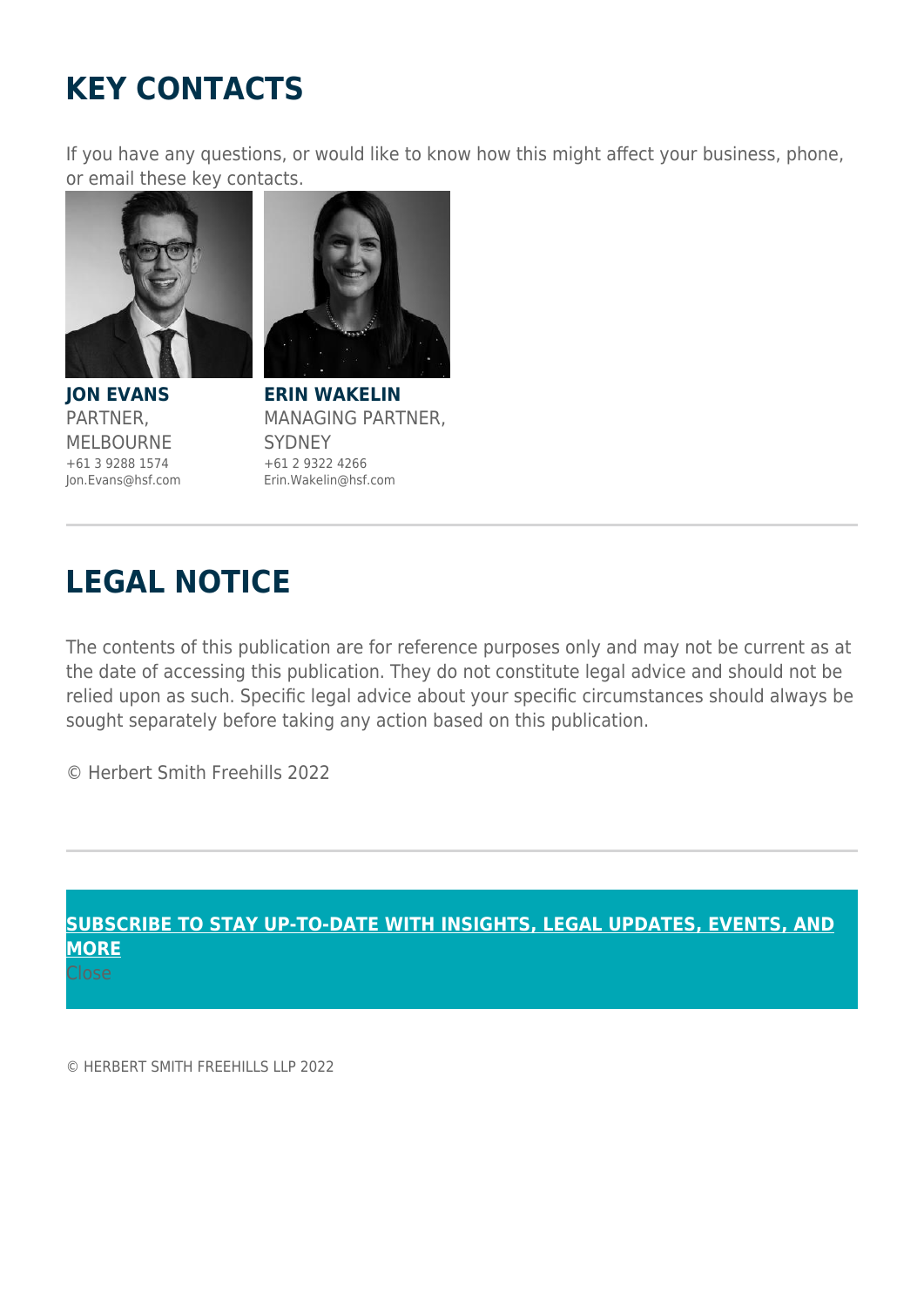## KEY CONTACTS

If you have any questions, or would like to know how this might affect your business, phone, or email these key contacts.

**JON EVANS**
PARTNER, MELBOURNE
+61 3 9288 1574
Jon.Evans@hsf.com

**ERIN WAKELIN**
MANAGING PARTNER, SYDNEY
+61 2 9322 4266
Erin.Wakelin@hsf.com

## LEGAL NOTICE

The contents of this publication are for reference purposes only and may not be current as at the date of accessing this publication. They do not constitute legal advice and should not be relied upon as such. Specific legal advice about your specific circumstances should always be sought separately before taking any action based on this publication.

© Herbert Smith Freehills 2022

**SUBSCRIBE TO STAY UP-TO-DATE WITH INSIGHTS, LEGAL UPDATES, EVENTS, AND MORE**

Close

© HERBERT SMITH FREEHILLS LLP 2022